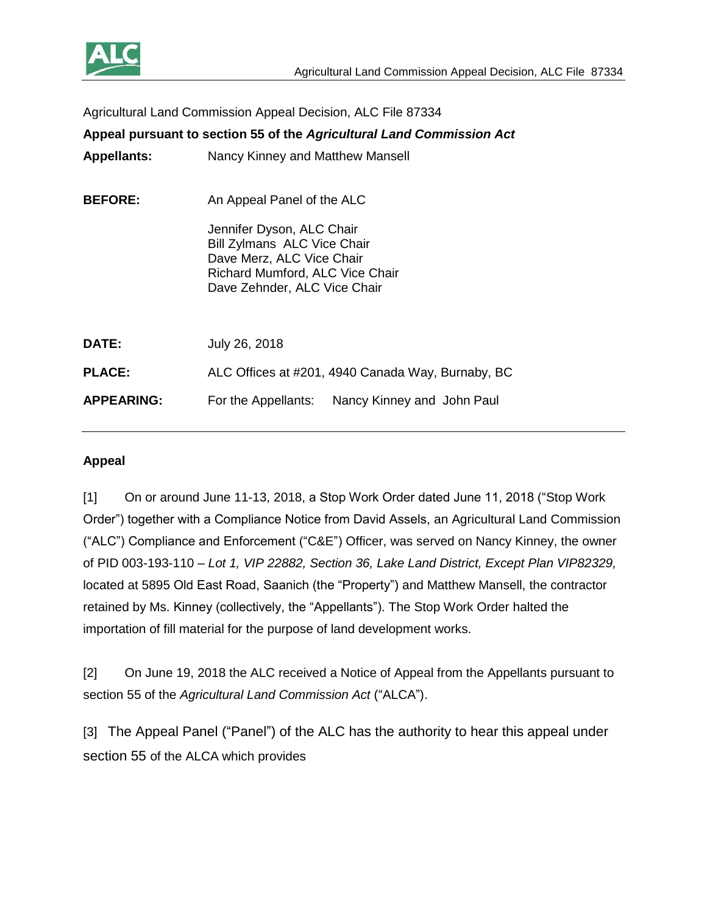Agricultural Land Commission Appeal Decision, ALC File 87334

**Appeal pursuant to section 55 of the *Agricultural Land Commission Act***

| | |
|---|---|
| **Appellants:** | Nancy Kinney and Matthew Mansell |
| **BEFORE:** | An Appeal Panel of the ALC<br><br>Jennifer Dyson, ALC Chair<br>Bill Zylmans ALC Vice Chair<br>Dave Merz, ALC Vice Chair<br>Richard Mumford, ALC Vice Chair<br>Dave Zehnder, ALC Vice Chair |
| **DATE:** | July 26, 2018 |
| **PLACE:** | ALC Offices at #201, 4940 Canada Way, Burnaby, BC |
| **APPEARING:** | For the Appellants: Nancy Kinney and John Paul |

---

**Appeal**

[1] On or around June 11-13, 2018, a Stop Work Order dated June 11, 2018 ("Stop Work Order") together with a Compliance Notice from David Assels, an Agricultural Land Commission ("ALC") Compliance and Enforcement ("C&E") Officer, was served on Nancy Kinney, the owner of PID 003-193-110 – *Lot 1, VIP 22882, Section 36, Lake Land District, Except Plan VIP82329,* located at 5895 Old East Road, Saanich (the "Property") and Matthew Mansell, the contractor retained by Ms. Kinney (collectively, the "Appellants"). The Stop Work Order halted the importation of fill material for the purpose of land development works.

[2] On June 19, 2018 the ALC received a Notice of Appeal from the Appellants pursuant to section 55 of the *Agricultural Land Commission Act* ("ALCA").

[3] The Appeal Panel ("Panel") of the ALC has the authority to hear this appeal under section 55 of the ALCA which provides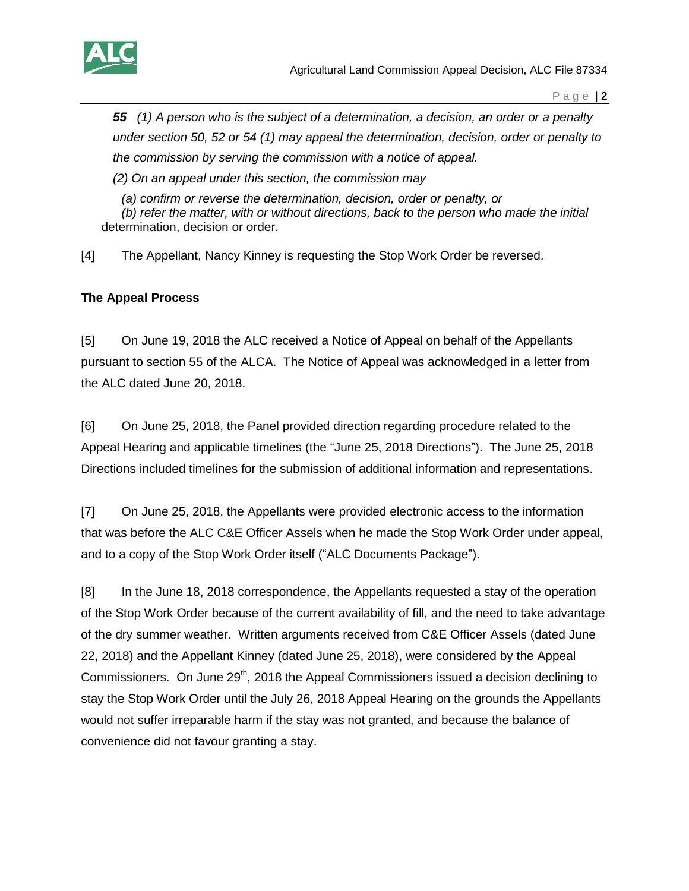***55*** *(1) A person who is the subject of a determination, a decision, an order or a penalty under section 50, 52 or 54 (1) may appeal the determination, decision, order or penalty to the commission by serving the commission with a notice of appeal.*

*(2) On an appeal under this section, the commission may*

*(a) confirm or reverse the determination, decision, order or penalty, or*

*(b) refer the matter, with or without directions, back to the person who made the initial* determination, decision or order.

[4] The Appellant, Nancy Kinney is requesting the Stop Work Order be reversed.

**The Appeal Process**

[5] On June 19, 2018 the ALC received a Notice of Appeal on behalf of the Appellants pursuant to section 55 of the ALCA. The Notice of Appeal was acknowledged in a letter from the ALC dated June 20, 2018.

[6] On June 25, 2018, the Panel provided direction regarding procedure related to the Appeal Hearing and applicable timelines (the "June 25, 2018 Directions"). The June 25, 2018 Directions included timelines for the submission of additional information and representations.

[7] On June 25, 2018, the Appellants were provided electronic access to the information that was before the ALC C&E Officer Assels when he made the Stop Work Order under appeal, and to a copy of the Stop Work Order itself ("ALC Documents Package").

[8] In the June 18, 2018 correspondence, the Appellants requested a stay of the operation of the Stop Work Order because of the current availability of fill, and the need to take advantage of the dry summer weather. Written arguments received from C&E Officer Assels (dated June 22, 2018) and the Appellant Kinney (dated June 25, 2018), were considered by the Appeal Commissioners. On June 29th, 2018 the Appeal Commissioners issued a decision declining to stay the Stop Work Order until the July 26, 2018 Appeal Hearing on the grounds the Appellants would not suffer irreparable harm if the stay was not granted, and because the balance of convenience did not favour granting a stay.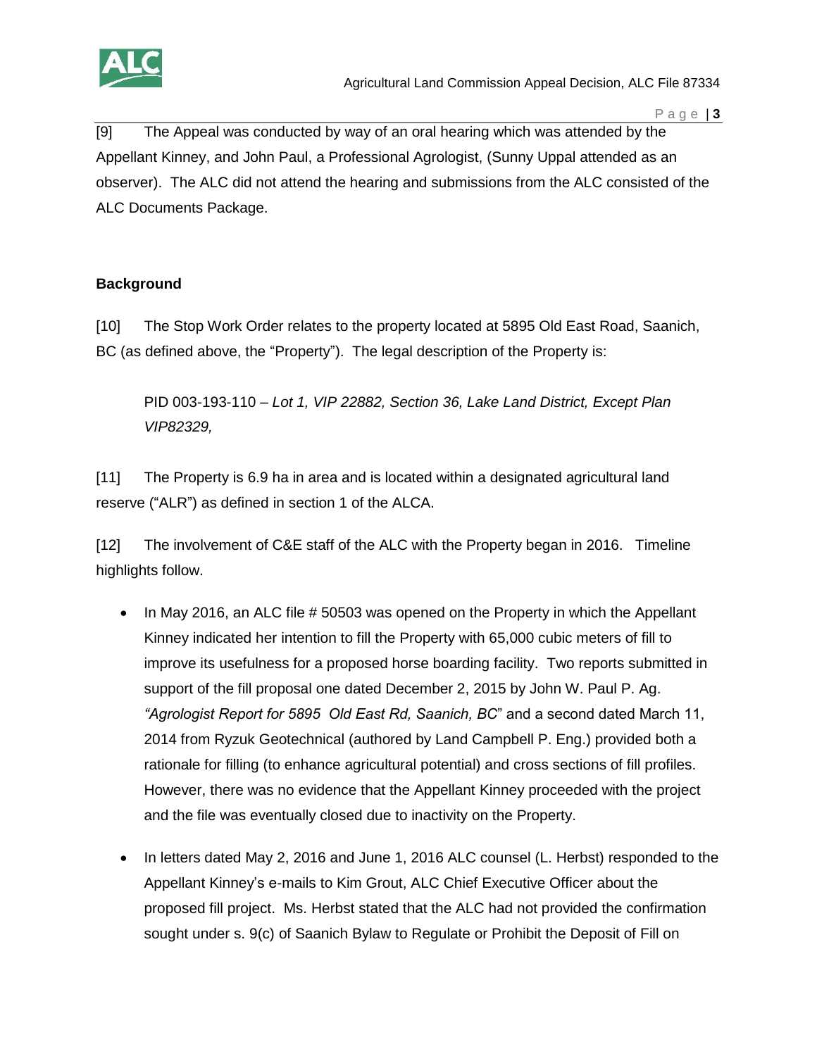[9] The Appeal was conducted by way of an oral hearing which was attended by the Appellant Kinney, and John Paul, a Professional Agrologist, (Sunny Uppal attended as an observer). The ALC did not attend the hearing and submissions from the ALC consisted of the ALC Documents Package.

## Background

[10] The Stop Work Order relates to the property located at 5895 Old East Road, Saanich, BC (as defined above, the "Property"). The legal description of the Property is:

> PID 003-193-110 – *Lot 1, VIP 22882, Section 36, Lake Land District, Except Plan VIP82329,*

[11] The Property is 6.9 ha in area and is located within a designated agricultural land reserve ("ALR") as defined in section 1 of the ALCA.

[12] The involvement of C&E staff of the ALC with the Property began in 2016. Timeline highlights follow.

- In May 2016, an ALC file # 50503 was opened on the Property in which the Appellant Kinney indicated her intention to fill the Property with 65,000 cubic meters of fill to improve its usefulness for a proposed horse boarding facility. Two reports submitted in support of the fill proposal one dated December 2, 2015 by John W. Paul P. Ag. *"Agrologist Report for 5895 Old East Rd, Saanich, BC*" and a second dated March 11, 2014 from Ryzuk Geotechnical (authored by Land Campbell P. Eng.) provided both a rationale for filling (to enhance agricultural potential) and cross sections of fill profiles. However, there was no evidence that the Appellant Kinney proceeded with the project and the file was eventually closed due to inactivity on the Property.

- In letters dated May 2, 2016 and June 1, 2016 ALC counsel (L. Herbst) responded to the Appellant Kinney's e-mails to Kim Grout, ALC Chief Executive Officer about the proposed fill project. Ms. Herbst stated that the ALC had not provided the confirmation sought under s. 9(c) of Saanich Bylaw to Regulate or Prohibit the Deposit of Fill on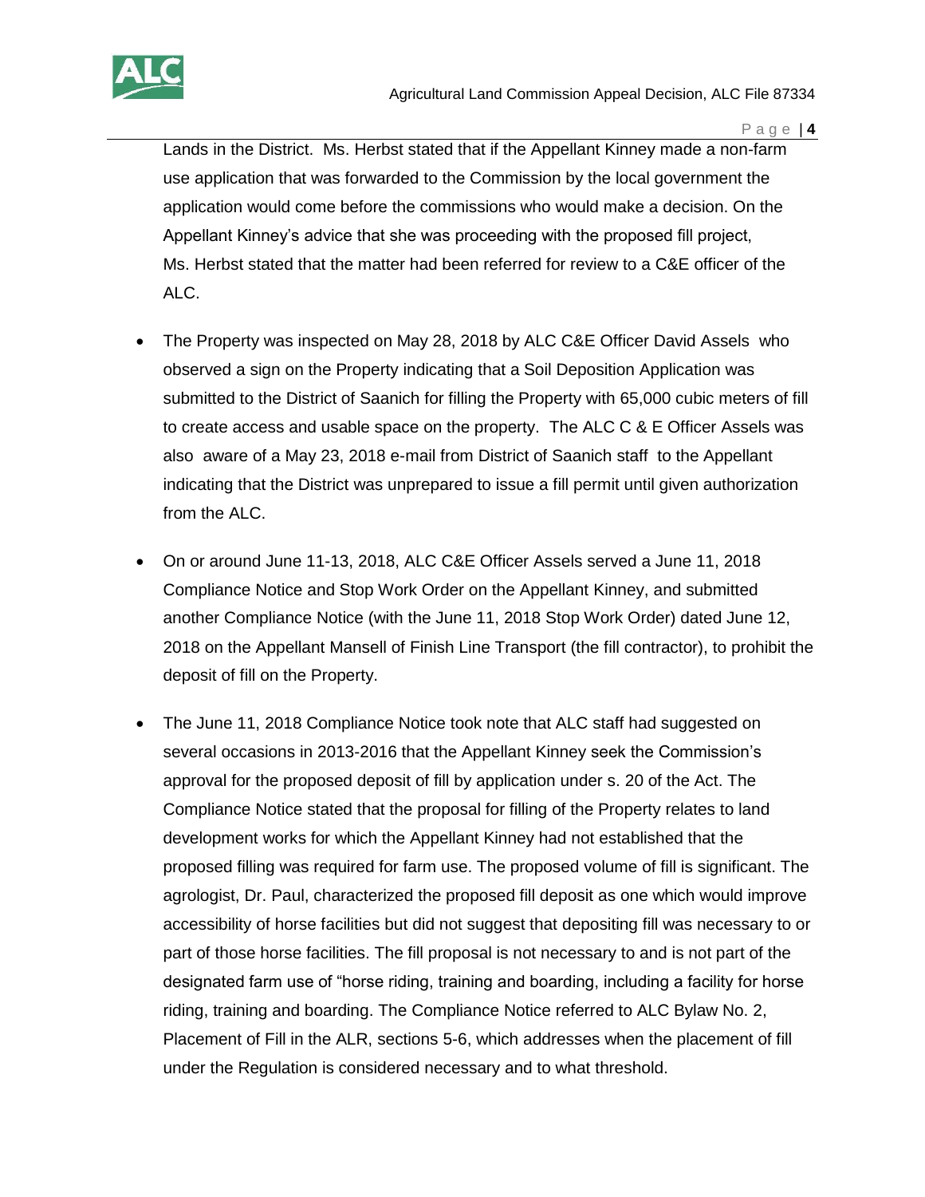Lands in the District. Ms. Herbst stated that if the Appellant Kinney made a non-farm use application that was forwarded to the Commission by the local government the application would come before the commissions who would make a decision. On the Appellant Kinney's advice that she was proceeding with the proposed fill project, Ms. Herbst stated that the matter had been referred for review to a C&E officer of the ALC.

- The Property was inspected on May 28, 2018 by ALC C&E Officer David Assels who observed a sign on the Property indicating that a Soil Deposition Application was submitted to the District of Saanich for filling the Property with 65,000 cubic meters of fill to create access and usable space on the property. The ALC C & E Officer Assels was also aware of a May 23, 2018 e-mail from District of Saanich staff to the Appellant indicating that the District was unprepared to issue a fill permit until given authorization from the ALC.

- On or around June 11-13, 2018, ALC C&E Officer Assels served a June 11, 2018 Compliance Notice and Stop Work Order on the Appellant Kinney, and submitted another Compliance Notice (with the June 11, 2018 Stop Work Order) dated June 12, 2018 on the Appellant Mansell of Finish Line Transport (the fill contractor), to prohibit the deposit of fill on the Property.

- The June 11, 2018 Compliance Notice took note that ALC staff had suggested on several occasions in 2013-2016 that the Appellant Kinney seek the Commission's approval for the proposed deposit of fill by application under s. 20 of the Act. The Compliance Notice stated that the proposal for filling of the Property relates to land development works for which the Appellant Kinney had not established that the proposed filling was required for farm use. The proposed volume of fill is significant. The agrologist, Dr. Paul, characterized the proposed fill deposit as one which would improve accessibility of horse facilities but did not suggest that depositing fill was necessary to or part of those horse facilities. The fill proposal is not necessary to and is not part of the designated farm use of "horse riding, training and boarding, including a facility for horse riding, training and boarding. The Compliance Notice referred to ALC Bylaw No. 2, Placement of Fill in the ALR, sections 5-6, which addresses when the placement of fill under the Regulation is considered necessary and to what threshold.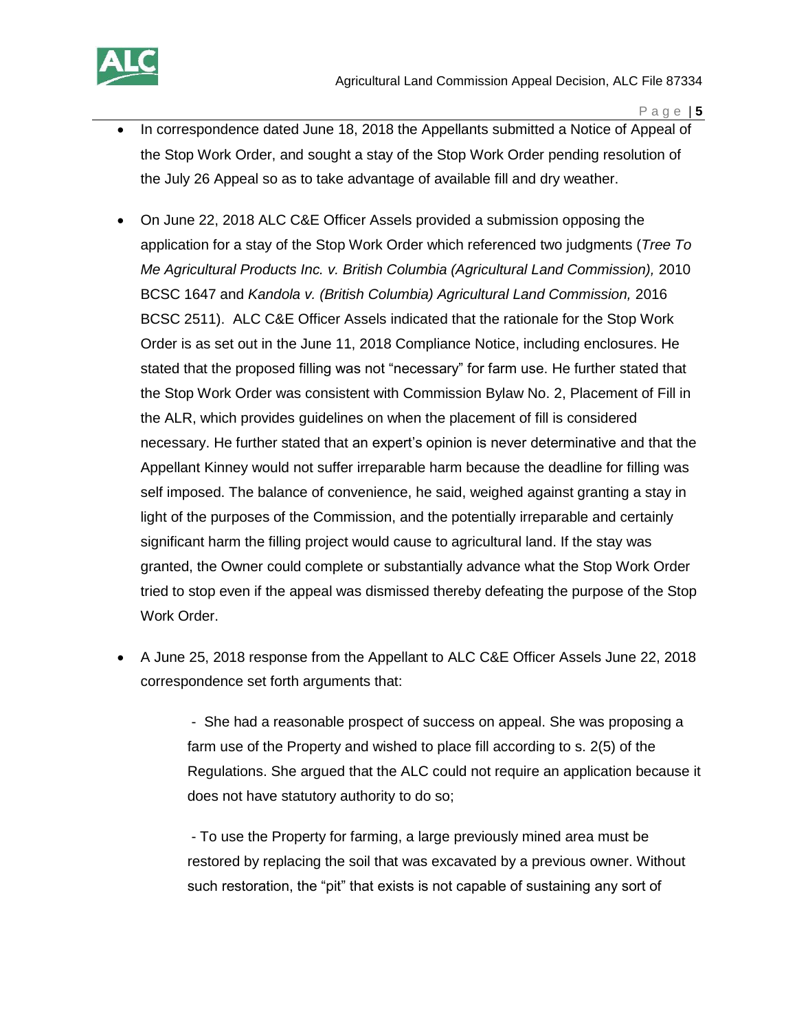- In correspondence dated June 18, 2018 the Appellants submitted a Notice of Appeal of the Stop Work Order, and sought a stay of the Stop Work Order pending resolution of the July 26 Appeal so as to take advantage of available fill and dry weather.

- On June 22, 2018 ALC C&E Officer Assels provided a submission opposing the application for a stay of the Stop Work Order which referenced two judgments (*Tree To Me Agricultural Products Inc. v. British Columbia (Agricultural Land Commission),* 2010 BCSC 1647 and *Kandola v. (British Columbia) Agricultural Land Commission,* 2016 BCSC 2511). ALC C&E Officer Assels indicated that the rationale for the Stop Work Order is as set out in the June 11, 2018 Compliance Notice, including enclosures. He stated that the proposed filling was not "necessary" for farm use. He further stated that the Stop Work Order was consistent with Commission Bylaw No. 2, Placement of Fill in the ALR, which provides guidelines on when the placement of fill is considered necessary. He further stated that an expert's opinion is never determinative and that the Appellant Kinney would not suffer irreparable harm because the deadline for filling was self imposed. The balance of convenience, he said, weighed against granting a stay in light of the purposes of the Commission, and the potentially irreparable and certainly significant harm the filling project would cause to agricultural land. If the stay was granted, the Owner could complete or substantially advance what the Stop Work Order tried to stop even if the appeal was dismissed thereby defeating the purpose of the Stop Work Order.

- A June 25, 2018 response from the Appellant to ALC C&E Officer Assels June 22, 2018 correspondence set forth arguments that:

  - She had a reasonable prospect of success on appeal. She was proposing a farm use of the Property and wished to place fill according to s. 2(5) of the Regulations. She argued that the ALC could not require an application because it does not have statutory authority to do so;

  - To use the Property for farming, a large previously mined area must be restored by replacing the soil that was excavated by a previous owner. Without such restoration, the "pit" that exists is not capable of sustaining any sort of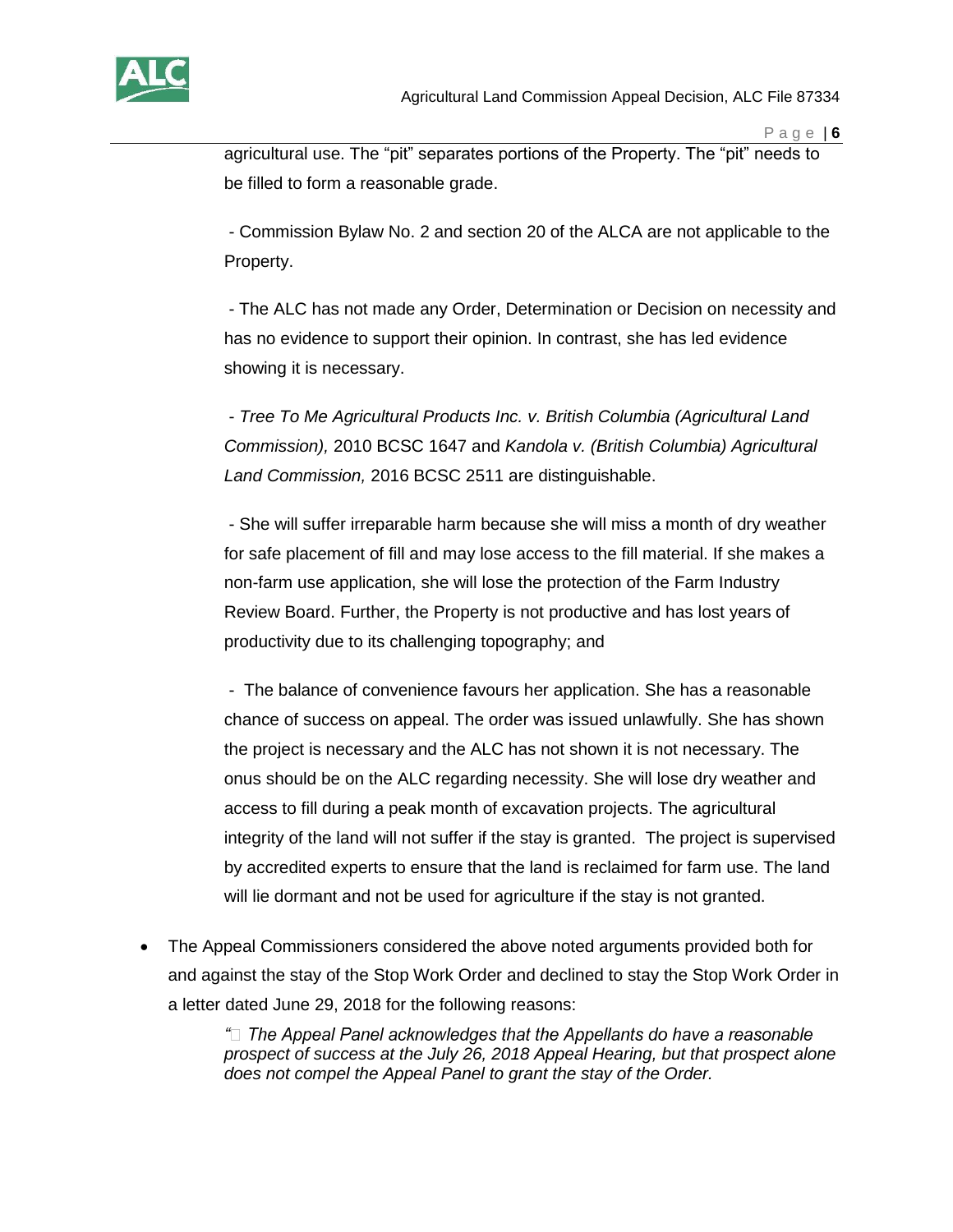agricultural use. The "pit" separates portions of the Property. The "pit" needs to be filled to form a reasonable grade.

- Commission Bylaw No. 2 and section 20 of the ALCA are not applicable to the Property.

- The ALC has not made any Order, Determination or Decision on necessity and has no evidence to support their opinion. In contrast, she has led evidence showing it is necessary.

- *Tree To Me Agricultural Products Inc. v. British Columbia (Agricultural Land Commission),* 2010 BCSC 1647 and *Kandola v. (British Columbia) Agricultural Land Commission,* 2016 BCSC 2511 are distinguishable.

- She will suffer irreparable harm because she will miss a month of dry weather for safe placement of fill and may lose access to the fill material. If she makes a non-farm use application, she will lose the protection of the Farm Industry Review Board. Further, the Property is not productive and has lost years of productivity due to its challenging topography; and

- The balance of convenience favours her application. She has a reasonable chance of success on appeal. The order was issued unlawfully. She has shown the project is necessary and the ALC has not shown it is not necessary. The onus should be on the ALC regarding necessity. She will lose dry weather and access to fill during a peak month of excavation projects. The agricultural integrity of the land will not suffer if the stay is granted. The project is supervised by accredited experts to ensure that the land is reclaimed for farm use. The land will lie dormant and not be used for agriculture if the stay is not granted.

- The Appeal Commissioners considered the above noted arguments provided both for and against the stay of the Stop Work Order and declined to stay the Stop Work Order in a letter dated June 29, 2018 for the following reasons:

  *" The Appeal Panel acknowledges that the Appellants do have a reasonable prospect of success at the July 26, 2018 Appeal Hearing, but that prospect alone does not compel the Appeal Panel to grant the stay of the Order.*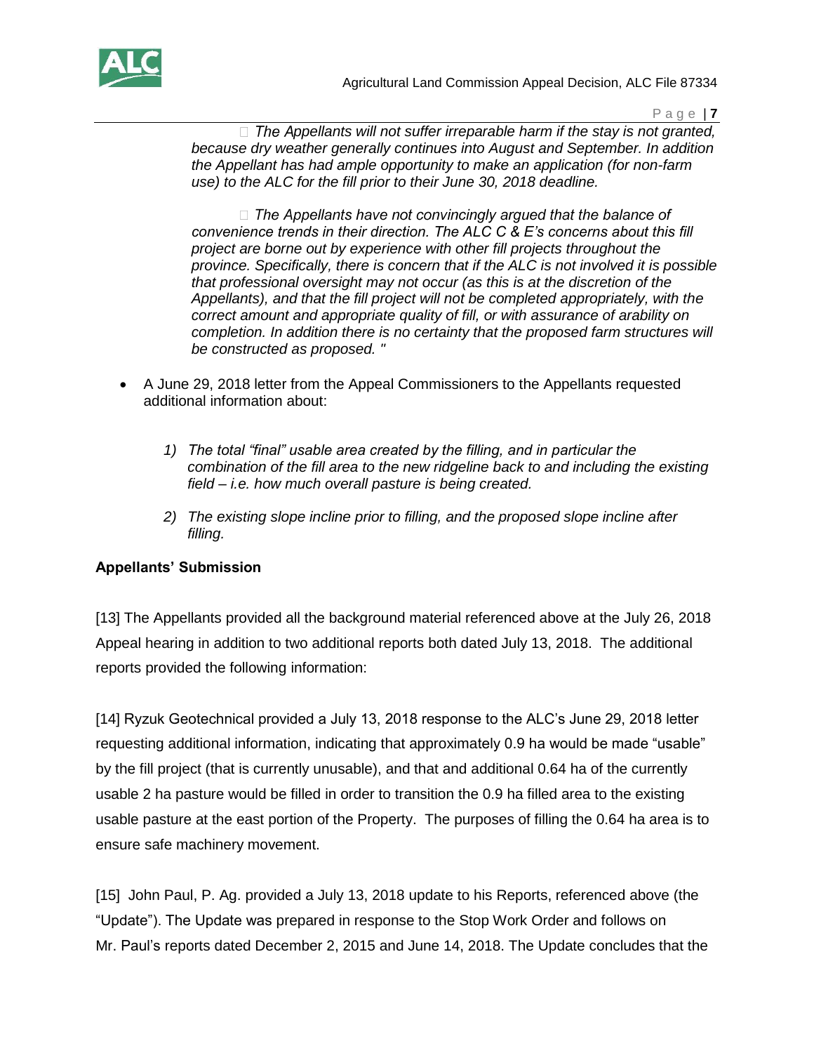*The Appellants will not suffer irreparable harm if the stay is not granted, because dry weather generally continues into August and September. In addition the Appellant has had ample opportunity to make an application (for non-farm use) to the ALC for the fill prior to their June 30, 2018 deadline.*

 *The Appellants have not convincingly argued that the balance of convenience trends in their direction. The ALC C & E's concerns about this fill project are borne out by experience with other fill projects throughout the province. Specifically, there is concern that if the ALC is not involved it is possible that professional oversight may not occur (as this is at the discretion of the Appellants), and that the fill project will not be completed appropriately, with the correct amount and appropriate quality of fill, or with assurance of arability on completion. In addition there is no certainty that the proposed farm structures will be constructed as proposed. "*

- A June 29, 2018 letter from the Appeal Commissioners to the Appellants requested additional information about:

  1) *The total "final" usable area created by the filling, and in particular the combination of the fill area to the new ridgeline back to and including the existing field – i.e. how much overall pasture is being created.*

  2) *The existing slope incline prior to filling, and the proposed slope incline after filling.*

**Appellants' Submission**

[13] The Appellants provided all the background material referenced above at the July 26, 2018 Appeal hearing in addition to two additional reports both dated July 13, 2018. The additional reports provided the following information:

[14] Ryzuk Geotechnical provided a July 13, 2018 response to the ALC's June 29, 2018 letter requesting additional information, indicating that approximately 0.9 ha would be made "usable" by the fill project (that is currently unusable), and that and additional 0.64 ha of the currently usable 2 ha pasture would be filled in order to transition the 0.9 ha filled area to the existing usable pasture at the east portion of the Property. The purposes of filling the 0.64 ha area is to ensure safe machinery movement.

[15] John Paul, P. Ag. provided a July 13, 2018 update to his Reports, referenced above (the "Update"). The Update was prepared in response to the Stop Work Order and follows on Mr. Paul's reports dated December 2, 2015 and June 14, 2018. The Update concludes that the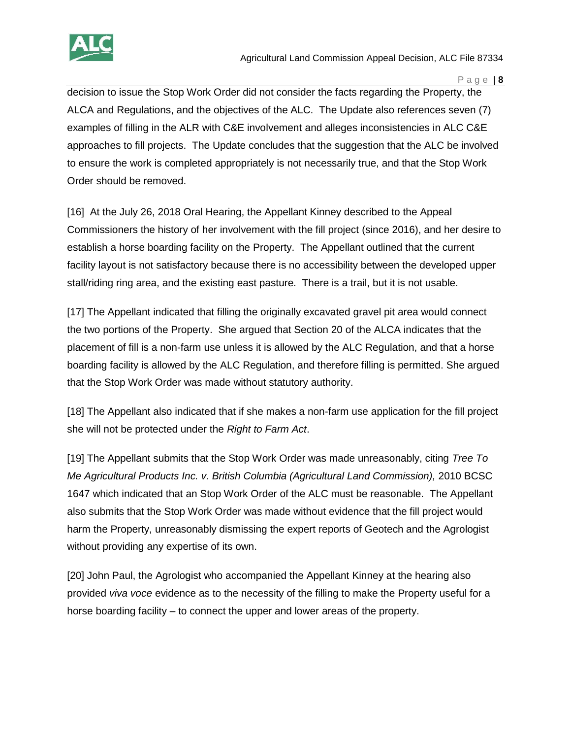decision to issue the Stop Work Order did not consider the facts regarding the Property, the ALCA and Regulations, and the objectives of the ALC. The Update also references seven (7) examples of filling in the ALR with C&E involvement and alleges inconsistencies in ALC C&E approaches to fill projects. The Update concludes that the suggestion that the ALC be involved to ensure the work is completed appropriately is not necessarily true, and that the Stop Work Order should be removed.

[16] At the July 26, 2018 Oral Hearing, the Appellant Kinney described to the Appeal Commissioners the history of her involvement with the fill project (since 2016), and her desire to establish a horse boarding facility on the Property. The Appellant outlined that the current facility layout is not satisfactory because there is no accessibility between the developed upper stall/riding ring area, and the existing east pasture. There is a trail, but it is not usable.

[17] The Appellant indicated that filling the originally excavated gravel pit area would connect the two portions of the Property. She argued that Section 20 of the ALCA indicates that the placement of fill is a non-farm use unless it is allowed by the ALC Regulation, and that a horse boarding facility is allowed by the ALC Regulation, and therefore filling is permitted. She argued that the Stop Work Order was made without statutory authority.

[18] The Appellant also indicated that if she makes a non-farm use application for the fill project she will not be protected under the *Right to Farm Act*.

[19] The Appellant submits that the Stop Work Order was made unreasonably, citing *Tree To Me Agricultural Products Inc. v. British Columbia (Agricultural Land Commission),* 2010 BCSC 1647 which indicated that an Stop Work Order of the ALC must be reasonable. The Appellant also submits that the Stop Work Order was made without evidence that the fill project would harm the Property, unreasonably dismissing the expert reports of Geotech and the Agrologist without providing any expertise of its own.

[20] John Paul, the Agrologist who accompanied the Appellant Kinney at the hearing also provided *viva voce* evidence as to the necessity of the filling to make the Property useful for a horse boarding facility – to connect the upper and lower areas of the property.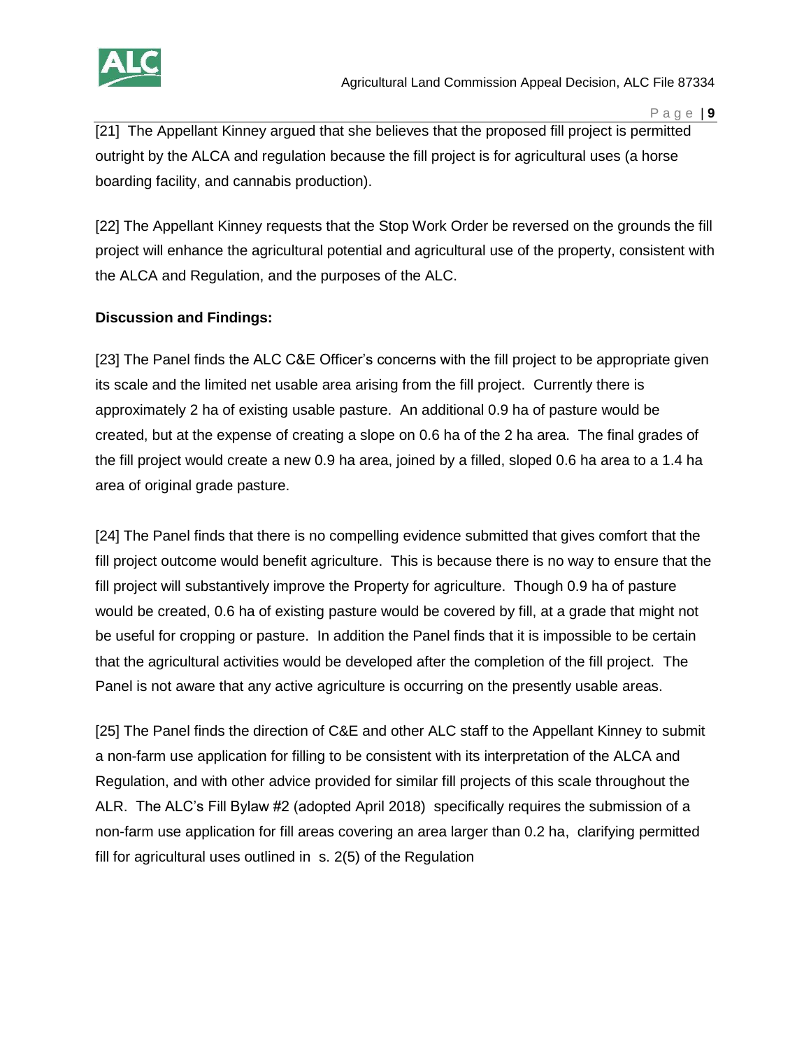[21] The Appellant Kinney argued that she believes that the proposed fill project is permitted outright by the ALCA and regulation because the fill project is for agricultural uses (a horse boarding facility, and cannabis production).

[22] The Appellant Kinney requests that the Stop Work Order be reversed on the grounds the fill project will enhance the agricultural potential and agricultural use of the property, consistent with the ALCA and Regulation, and the purposes of the ALC.

**Discussion and Findings:**

[23] The Panel finds the ALC C&E Officer's concerns with the fill project to be appropriate given its scale and the limited net usable area arising from the fill project. Currently there is approximately 2 ha of existing usable pasture. An additional 0.9 ha of pasture would be created, but at the expense of creating a slope on 0.6 ha of the 2 ha area. The final grades of the fill project would create a new 0.9 ha area, joined by a filled, sloped 0.6 ha area to a 1.4 ha area of original grade pasture.

[24] The Panel finds that there is no compelling evidence submitted that gives comfort that the fill project outcome would benefit agriculture. This is because there is no way to ensure that the fill project will substantively improve the Property for agriculture. Though 0.9 ha of pasture would be created, 0.6 ha of existing pasture would be covered by fill, at a grade that might not be useful for cropping or pasture. In addition the Panel finds that it is impossible to be certain that the agricultural activities would be developed after the completion of the fill project. The Panel is not aware that any active agriculture is occurring on the presently usable areas.

[25] The Panel finds the direction of C&E and other ALC staff to the Appellant Kinney to submit a non-farm use application for filling to be consistent with its interpretation of the ALCA and Regulation, and with other advice provided for similar fill projects of this scale throughout the ALR. The ALC's Fill Bylaw #2 (adopted April 2018) specifically requires the submission of a non-farm use application for fill areas covering an area larger than 0.2 ha, clarifying permitted fill for agricultural uses outlined in s. 2(5) of the Regulation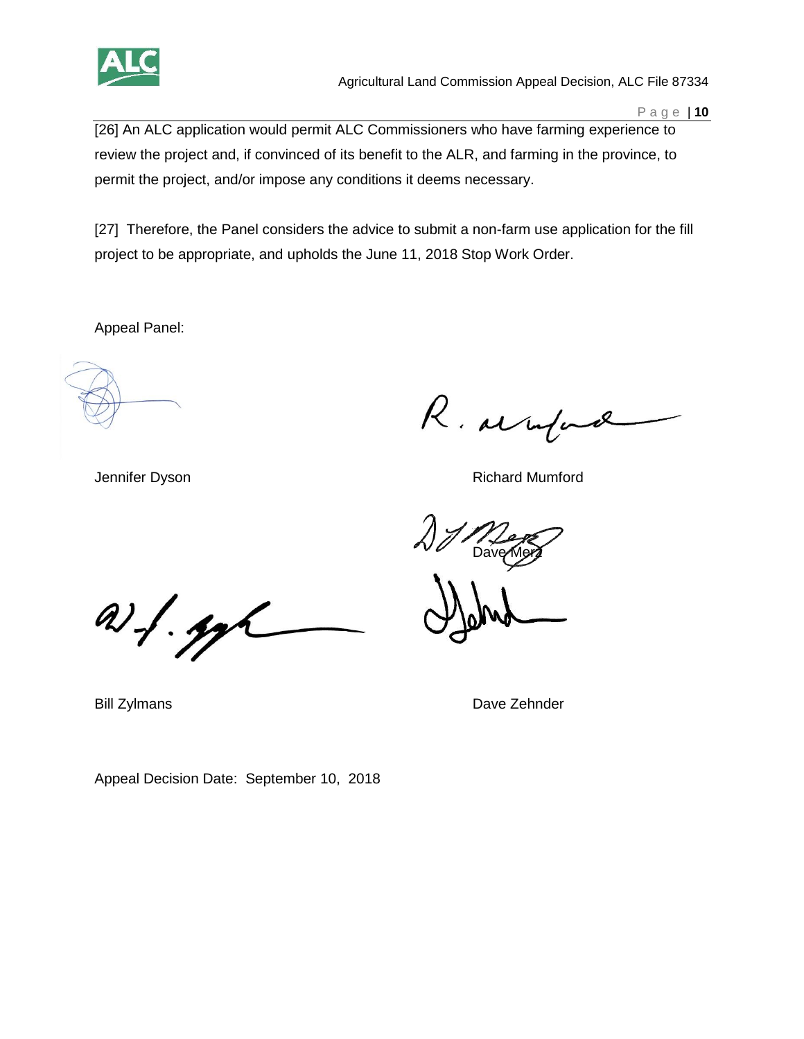[26] An ALC application would permit ALC Commissioners who have farming experience to review the project and, if convinced of its benefit to the ALR, and farming in the province, to permit the project, and/or impose any conditions it deems necessary.

[27] Therefore, the Panel considers the advice to submit a non-farm use application for the fill project to be appropriate, and upholds the June 11, 2018 Stop Work Order.

Appeal Panel:

Jennifer Dyson

Richard Mumford

Dave Merz

Bill Zylmans

Dave Zehnder

Appeal Decision Date: September 10, 2018